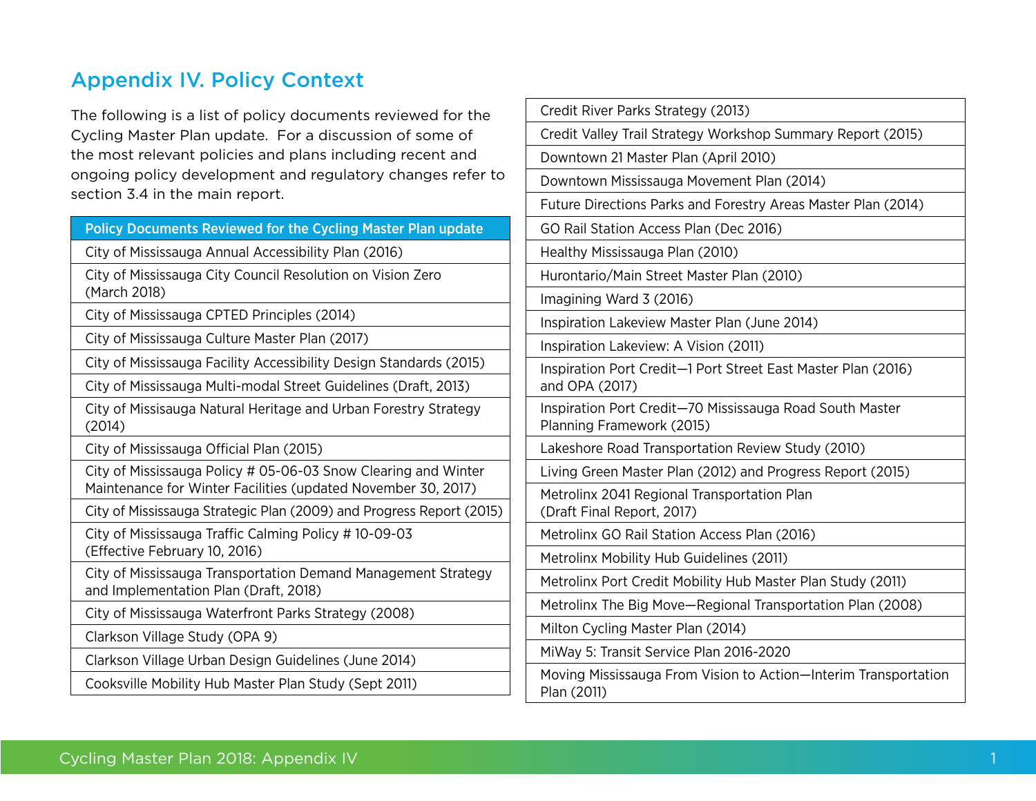# Appendix IV. Policy Context

The following is a list of policy documents reviewed for the Cycling Master Plan update. For a discussion of some of the most relevant policies and plans including recent and ongoing policy development and regulatory changes refer to section 3.4 in the main report.

| Policy Documents Reviewed for the Cycling Master Plan update |
| --- |
| City of Mississauga Annual Accessibility Plan (2016) |
| City of Mississauga City Council Resolution on Vision Zero (March 2018) |
| City of Mississauga CPTED Principles (2014) |
| City of Mississauga Culture Master Plan (2017) |
| City of Mississauga Facility Accessibility Design Standards (2015) |
| City of Mississauga Multi-modal Street Guidelines (Draft, 2013) |
| City of Missisauga Natural Heritage and Urban Forestry Strategy (2014) |
| City of Mississauga Official Plan (2015) |
| City of Mississauga Policy # 05-06-03 Snow Clearing and Winter Maintenance for Winter Facilities (updated November 30, 2017) |
| City of Mississauga Strategic Plan (2009) and Progress Report (2015) |
| City of Mississauga Traffic Calming Policy # 10-09-03 (Effective February 10, 2016) |
| City of Mississauga Transportation Demand Management Strategy and Implementation Plan (Draft, 2018) |
| City of Mississauga Waterfront Parks Strategy (2008) |
| Clarkson Village Study (OPA 9) |
| Clarkson Village Urban Design Guidelines (June 2014) |
| Cooksville Mobility Hub Master Plan Study (Sept 2011) |
| Credit River Parks Strategy (2013) |
| Credit Valley Trail Strategy Workshop Summary Report (2015) |
| Downtown 21 Master Plan (April 2010) |
| Downtown Mississauga Movement Plan (2014) |
| Future Directions Parks and Forestry Areas Master Plan (2014) |
| GO Rail Station Access Plan (Dec 2016) |
| Healthy Mississauga Plan (2010) |
| Hurontario/Main Street Master Plan (2010) |
| Imagining Ward 3 (2016) |
| Inspiration Lakeview Master Plan (June 2014) |
| Inspiration Lakeview: A Vision (2011) |
| Inspiration Port Credit—1 Port Street East Master Plan (2016) and OPA (2017) |
| Inspiration Port Credit—70 Mississauga Road South Master Planning Framework (2015) |
| Lakeshore Road Transportation Review Study (2010) |
| Living Green Master Plan (2012) and Progress Report (2015) |
| Metrolinx 2041 Regional Transportation Plan (Draft Final Report, 2017) |
| Metrolinx GO Rail Station Access Plan (2016) |
| Metrolinx Mobility Hub Guidelines (2011) |
| Metrolinx Port Credit Mobility Hub Master Plan Study (2011) |
| Metrolinx The Big Move—Regional Transportation Plan (2008) |
| Milton Cycling Master Plan (2014) |
| MiWay 5: Transit Service Plan 2016-2020 |
| Moving Mississauga From Vision to Action—Interim Transportation Plan (2011) |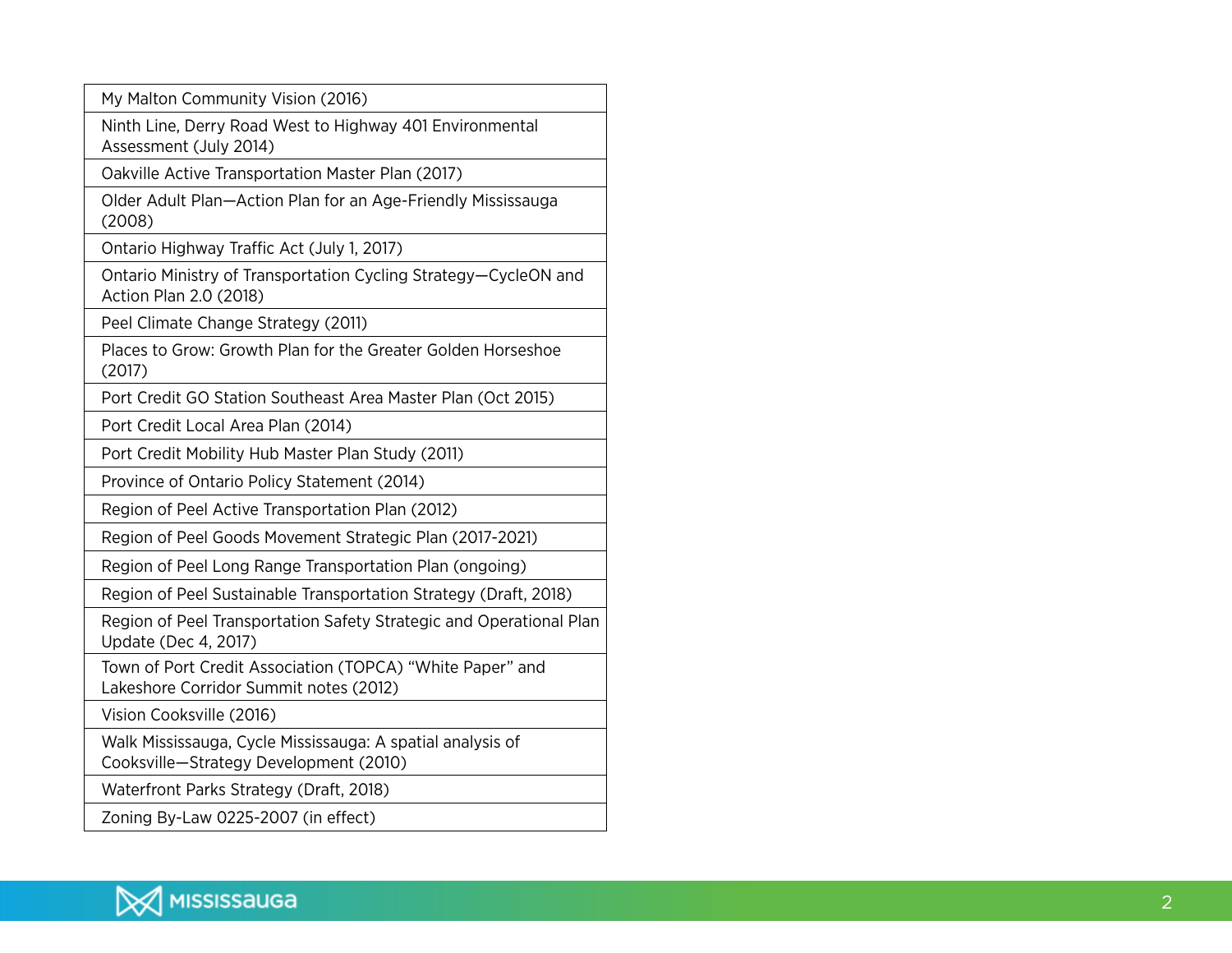| |
|---|
| My Malton Community Vision (2016) |
| Ninth Line, Derry Road West to Highway 401 Environmental Assessment (July 2014) |
| Oakville Active Transportation Master Plan (2017) |
| Older Adult Plan—Action Plan for an Age-Friendly Mississauga (2008) |
| Ontario Highway Traffic Act (July 1, 2017) |
| Ontario Ministry of Transportation Cycling Strategy—CycleON and Action Plan 2.0 (2018) |
| Peel Climate Change Strategy (2011) |
| Places to Grow: Growth Plan for the Greater Golden Horseshoe (2017) |
| Port Credit GO Station Southeast Area Master Plan (Oct 2015) |
| Port Credit Local Area Plan (2014) |
| Port Credit Mobility Hub Master Plan Study (2011) |
| Province of Ontario Policy Statement (2014) |
| Region of Peel Active Transportation Plan (2012) |
| Region of Peel Goods Movement Strategic Plan (2017-2021) |
| Region of Peel Long Range Transportation Plan (ongoing) |
| Region of Peel Sustainable Transportation Strategy (Draft, 2018) |
| Region of Peel Transportation Safety Strategic and Operational Plan Update (Dec 4, 2017) |
| Town of Port Credit Association (TOPCA) "White Paper" and Lakeshore Corridor Summit notes (2012) |
| Vision Cooksville (2016) |
| Walk Mississauga, Cycle Mississauga: A spatial analysis of Cooksville—Strategy Development (2010) |
| Waterfront Parks Strategy (Draft, 2018) |
| Zoning By-Law 0225-2007 (in effect) |